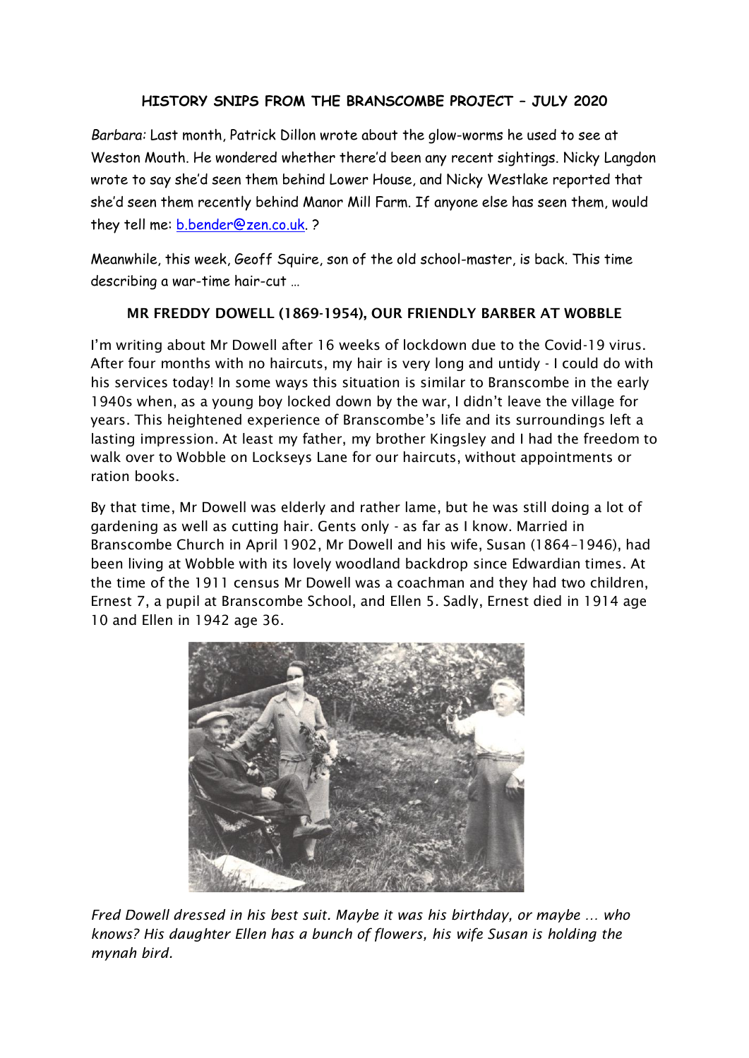## HISTORY SNIPS FROM THE BRANSCOMBE PROJECT – JULY 2020

*Barbara:* Last month, Patrick Dillon wrote about the glow-worms he used to see at Weston Mouth. He wondered whether there'd been any recent sightings. Nicky Langdon wrote to say she'd seen them behind Lower House, and Nicky Westlake reported that she'd seen them recently behind Manor Mill Farm. If anyone else has seen them, would they tell me: [b.bender@zen.co.uk](mailto:b.bender@zen.co.uk). ?

Meanwhile, this week, Geoff Squire, son of the old school-master, is back. This time describing a war-time hair-cut …

### MR FREDDY DOWELL (1869-1954), OUR FRIENDLY BARBER AT WOBBLE

I'm writing about Mr Dowell after 16 weeks of lockdown due to the Covid-19 virus. After four months with no haircuts, my hair is very long and untidy - I could do with his services today! In some ways this situation is similar to Branscombe in the early 1940s when, as a young boy locked down by the war, I didn't leave the village for years. This heightened experience of Branscombe's life and its surroundings left a lasting impression. At least my father, my brother Kingsley and I had the freedom to walk over to Wobble on Lockseys Lane for our haircuts, without appointments or ration books.

By that time, Mr Dowell was elderly and rather lame, but he was still doing a lot of gardening as well as cutting hair. Gents only - as far as I know. Married in Branscombe Church in April 1902, Mr Dowell and his wife, Susan (1864–1946), had been living at Wobble with its lovely woodland backdrop since Edwardian times. At the time of the 1911 census Mr Dowell was a coachman and they had two children, Ernest 7, a pupil at Branscombe School, and Ellen 5. Sadly, Ernest died in 1914 age 10 and Ellen in 1942 age 36.

*Fred Dowell dressed in his best suit. Maybe it was his birthday, or maybe … who knows? His daughter Ellen has a bunch of flowers, his wife Susan is holding the mynah bird.*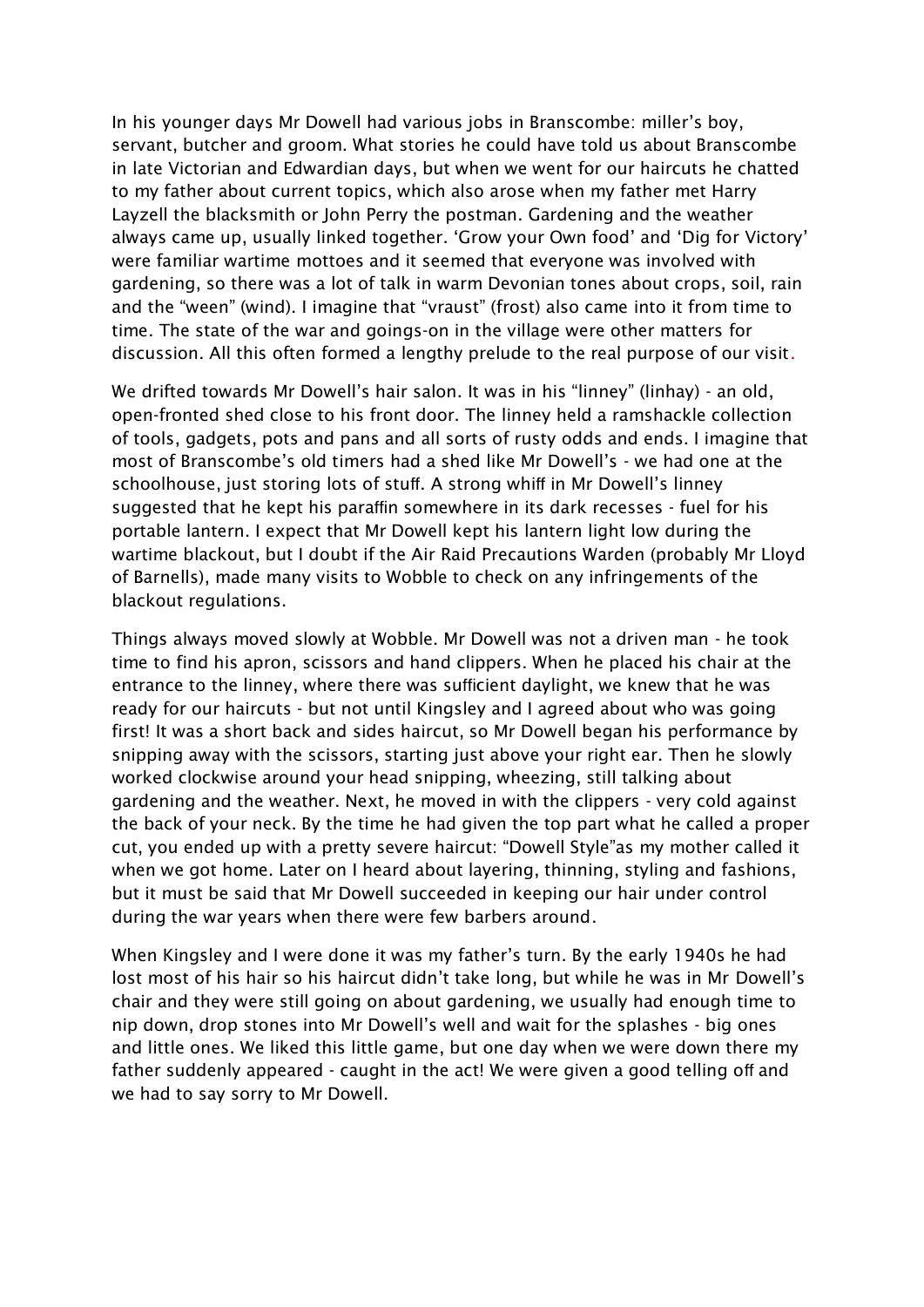In his younger days Mr Dowell had various jobs in Branscombe: miller's boy, servant, butcher and groom. What stories he could have told us about Branscombe in late Victorian and Edwardian days, but when we went for our haircuts he chatted to my father about current topics, which also arose when my father met Harry Layzell the blacksmith or John Perry the postman. Gardening and the weather always came up, usually linked together. 'Grow your Own food' and 'Dig for Victory' were familiar wartime mottoes and it seemed that everyone was involved with gardening, so there was a lot of talk in warm Devonian tones about crops, soil, rain and the "ween" (wind). I imagine that "vraust" (frost) also came into it from time to time. The state of the war and goings-on in the village were other matters for discussion. All this often formed a lengthy prelude to the real purpose of our visit.

We drifted towards Mr Dowell's hair salon. It was in his "linney" (linhay) - an old, open-fronted shed close to his front door. The linney held a ramshackle collection of tools, gadgets, pots and pans and all sorts of rusty odds and ends. I imagine that most of Branscombe's old timers had a shed like Mr Dowell's - we had one at the schoolhouse, just storing lots of stuff. A strong whiff in Mr Dowell's linney suggested that he kept his paraffin somewhere in its dark recesses - fuel for his portable lantern. I expect that Mr Dowell kept his lantern light low during the wartime blackout, but I doubt if the Air Raid Precautions Warden (probably Mr Lloyd of Barnells), made many visits to Wobble to check on any infringements of the blackout regulations.

Things always moved slowly at Wobble. Mr Dowell was not a driven man - he took time to find his apron, scissors and hand clippers. When he placed his chair at the entrance to the linney, where there was sufficient daylight, we knew that he was ready for our haircuts - but not until Kingsley and I agreed about who was going first! It was a short back and sides haircut, so Mr Dowell began his performance by snipping away with the scissors, starting just above your right ear. Then he slowly worked clockwise around your head snipping, wheezing, still talking about gardening and the weather. Next, he moved in with the clippers - very cold against the back of your neck. By the time he had given the top part what he called a proper cut, you ended up with a pretty severe haircut: "Dowell Style"as my mother called it when we got home. Later on I heard about layering, thinning, styling and fashions, but it must be said that Mr Dowell succeeded in keeping our hair under control during the war years when there were few barbers around.

When Kingsley and I were done it was my father's turn. By the early 1940s he had lost most of his hair so his haircut didn't take long, but while he was in Mr Dowell's chair and they were still going on about gardening, we usually had enough time to nip down, drop stones into Mr Dowell's well and wait for the splashes - big ones and little ones. We liked this little game, but one day when we were down there my father suddenly appeared - caught in the act! We were given a good telling off and we had to say sorry to Mr Dowell.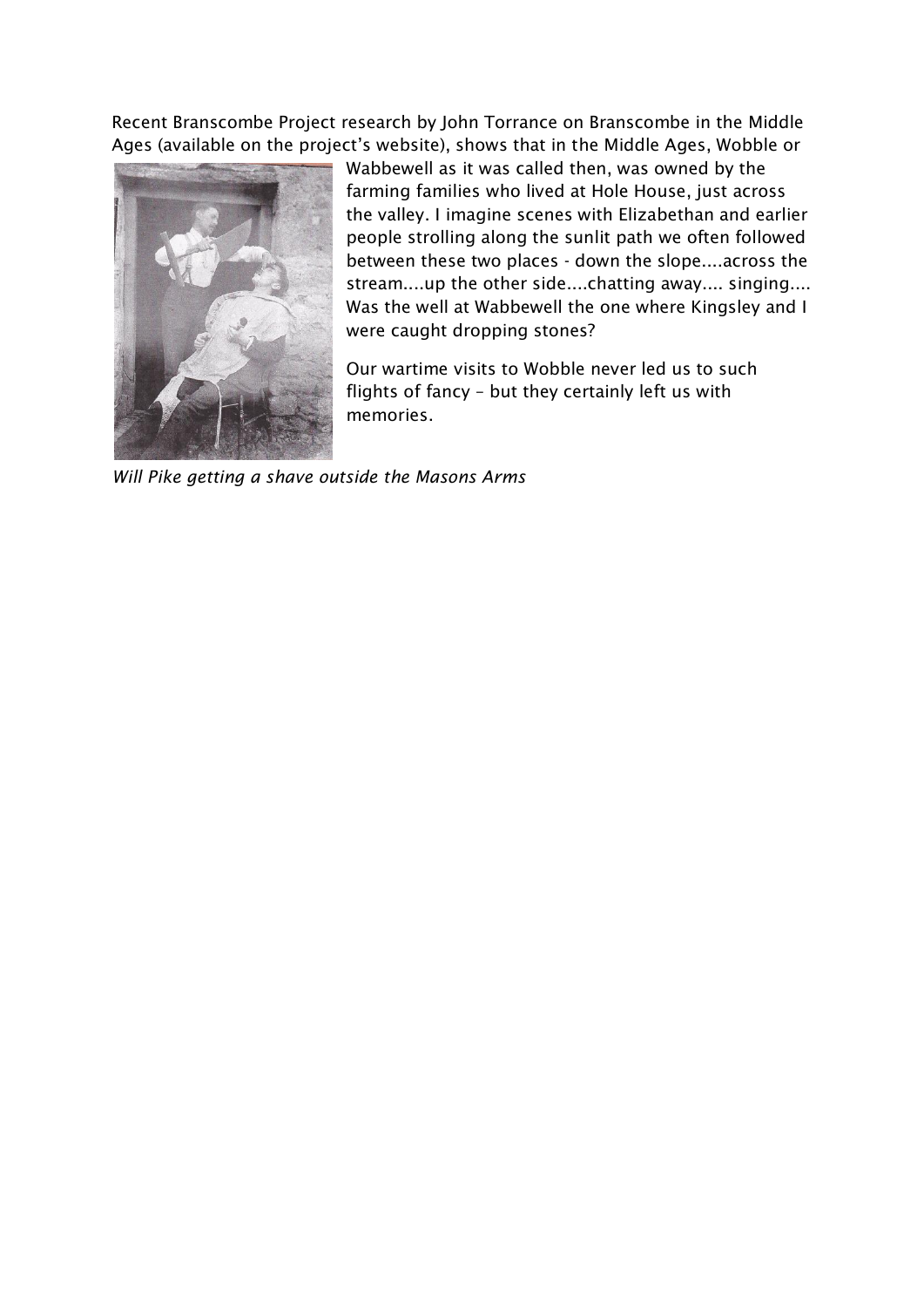Recent Branscombe Project research by John Torrance on Branscombe in the Middle Ages (available on the project's website), shows that in the Middle Ages, Wobble or Wabbewell as it was called then, was owned by the farming families who lived at Hole House, just across the valley. I imagine scenes with Elizabethan and earlier people strolling along the sunlit path we often followed between these two places - down the slope....across the stream....up the other side....chatting away.... singing.... Was the well at Wabbewell the one where Kingsley and I were caught dropping stones?

Our wartime visits to Wobble never led us to such flights of fancy – but they certainly left us with memories.

*Will Pike getting a shave outside the Masons Arms*